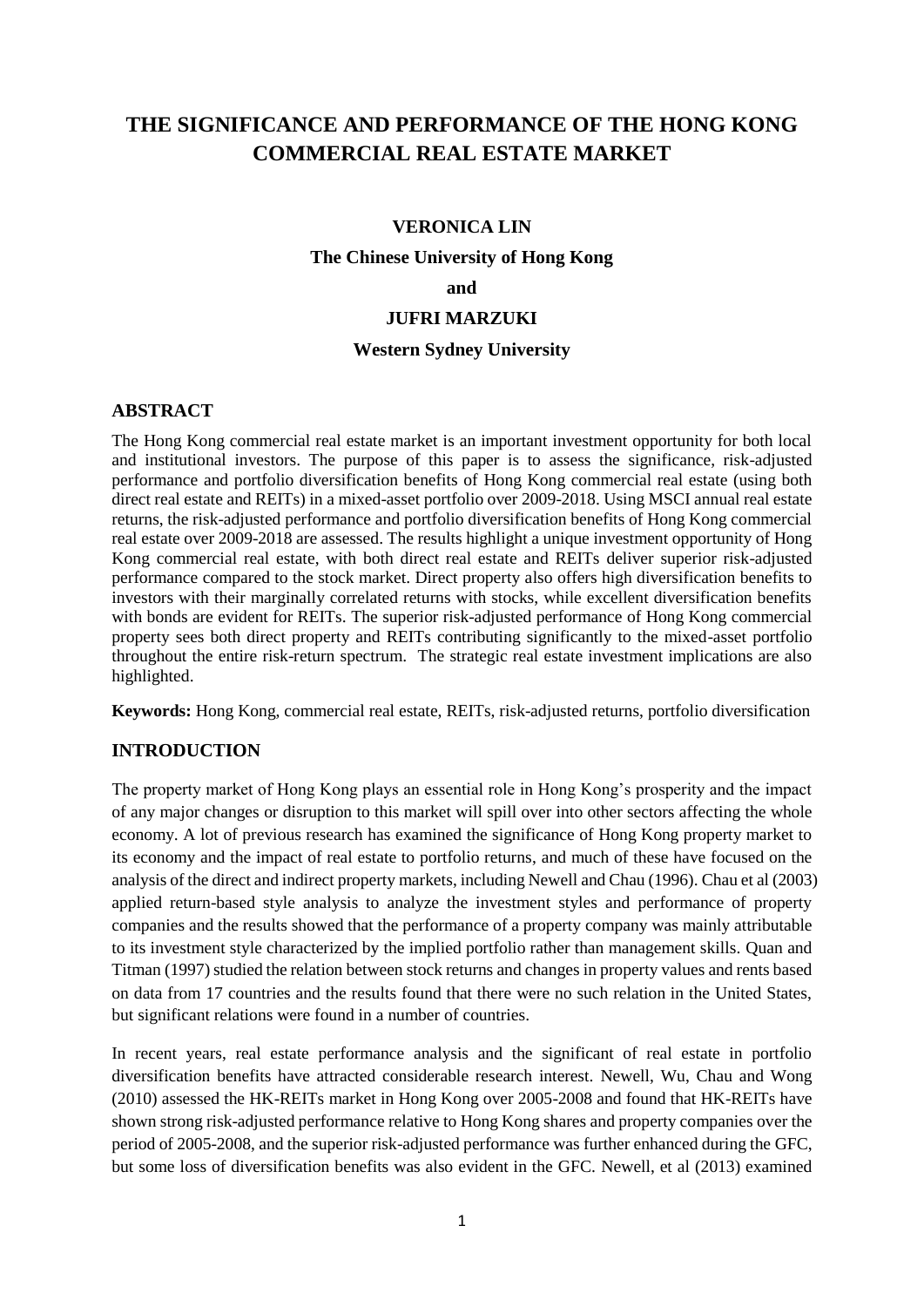# THE SIGNIFICANCE AND PERFORMANCE OF THE HONG KONG COMMERCIAL REAL ESTATE MARKET

**VERONICA LIN**

**The Chinese University of Hong Kong**

**and**

**JUFRI MARZUKI**

**Western Sydney University**

## ABSTRACT

The Hong Kong commercial real estate market is an important investment opportunity for both local and institutional investors. The purpose of this paper is to assess the significance, risk-adjusted performance and portfolio diversification benefits of Hong Kong commercial real estate (using both direct real estate and REITs) in a mixed-asset portfolio over 2009-2018. Using MSCI annual real estate returns, the risk-adjusted performance and portfolio diversification benefits of Hong Kong commercial real estate over 2009-2018 are assessed. The results highlight a unique investment opportunity of Hong Kong commercial real estate, with both direct real estate and REITs deliver superior risk-adjusted performance compared to the stock market. Direct property also offers high diversification benefits to investors with their marginally correlated returns with stocks, while excellent diversification benefits with bonds are evident for REITs. The superior risk-adjusted performance of Hong Kong commercial property sees both direct property and REITs contributing significantly to the mixed-asset portfolio throughout the entire risk-return spectrum. The strategic real estate investment implications are also highlighted.

**Keywords:** Hong Kong, commercial real estate, REITs, risk-adjusted returns, portfolio diversification

## INTRODUCTION

The property market of Hong Kong plays an essential role in Hong Kong's prosperity and the impact of any major changes or disruption to this market will spill over into other sectors affecting the whole economy. A lot of previous research has examined the significance of Hong Kong property market to its economy and the impact of real estate to portfolio returns, and much of these have focused on the analysis of the direct and indirect property markets, including Newell and Chau (1996). Chau et al (2003) applied return-based style analysis to analyze the investment styles and performance of property companies and the results showed that the performance of a property company was mainly attributable to its investment style characterized by the implied portfolio rather than management skills. Quan and Titman (1997) studied the relation between stock returns and changes in property values and rents based on data from 17 countries and the results found that there were no such relation in the United States, but significant relations were found in a number of countries.

In recent years, real estate performance analysis and the significant of real estate in portfolio diversification benefits have attracted considerable research interest. Newell, Wu, Chau and Wong (2010) assessed the HK-REITs market in Hong Kong over 2005-2008 and found that HK-REITs have shown strong risk-adjusted performance relative to Hong Kong shares and property companies over the period of 2005-2008, and the superior risk-adjusted performance was further enhanced during the GFC, but some loss of diversification benefits was also evident in the GFC. Newell, et al (2013) examined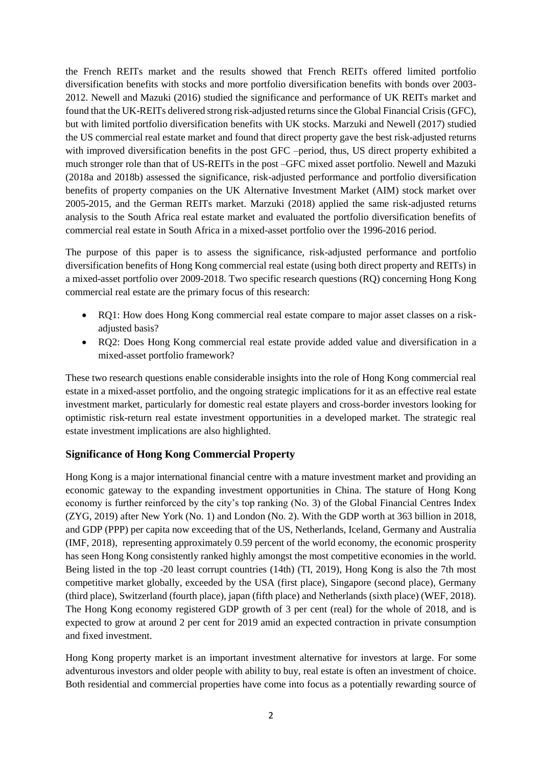the French REITs market and the results showed that French REITs offered limited portfolio diversification benefits with stocks and more portfolio diversification benefits with bonds over 2003-2012. Newell and Mazuki (2016) studied the significance and performance of UK REITs market and found that the UK-REITs delivered strong risk-adjusted returns since the Global Financial Crisis (GFC), but with limited portfolio diversification benefits with UK stocks. Marzuki and Newell (2017) studied the US commercial real estate market and found that direct property gave the best risk-adjusted returns with improved diversification benefits in the post GFC –period, thus, US direct property exhibited a much stronger role than that of US-REITs in the post –GFC mixed asset portfolio. Newell and Mazuki (2018a and 2018b) assessed the significance, risk-adjusted performance and portfolio diversification benefits of property companies on the UK Alternative Investment Market (AIM) stock market over 2005-2015, and the German REITs market. Marzuki (2018) applied the same risk-adjusted returns analysis to the South Africa real estate market and evaluated the portfolio diversification benefits of commercial real estate in South Africa in a mixed-asset portfolio over the 1996-2016 period.

The purpose of this paper is to assess the significance, risk-adjusted performance and portfolio diversification benefits of Hong Kong commercial real estate (using both direct property and REITs) in a mixed-asset portfolio over 2009-2018. Two specific research questions (RQ) concerning Hong Kong commercial real estate are the primary focus of this research:

- RQ1: How does Hong Kong commercial real estate compare to major asset classes on a risk-adjusted basis?
- RQ2: Does Hong Kong commercial real estate provide added value and diversification in a mixed-asset portfolio framework?

These two research questions enable considerable insights into the role of Hong Kong commercial real estate in a mixed-asset portfolio, and the ongoing strategic implications for it as an effective real estate investment market, particularly for domestic real estate players and cross-border investors looking for optimistic risk-return real estate investment opportunities in a developed market. The strategic real estate investment implications are also highlighted.

## Significance of Hong Kong Commercial Property

Hong Kong is a major international financial centre with a mature investment market and providing an economic gateway to the expanding investment opportunities in China. The stature of Hong Kong economy is further reinforced by the city's top ranking (No. 3) of the Global Financial Centres Index (ZYG, 2019) after New York (No. 1) and London (No. 2). With the GDP worth at 363 billion in 2018, and GDP (PPP) per capita now exceeding that of the US, Netherlands, Iceland, Germany and Australia (IMF, 2018), representing approximately 0.59 percent of the world economy, the economic prosperity has seen Hong Kong consistently ranked highly amongst the most competitive economies in the world. Being listed in the top -20 least corrupt countries (14th) (TI, 2019), Hong Kong is also the 7th most competitive market globally, exceeded by the USA (first place), Singapore (second place), Germany (third place), Switzerland (fourth place), japan (fifth place) and Netherlands (sixth place) (WEF, 2018). The Hong Kong economy registered GDP growth of 3 per cent (real) for the whole of 2018, and is expected to grow at around 2 per cent for 2019 amid an expected contraction in private consumption and fixed investment.

Hong Kong property market is an important investment alternative for investors at large. For some adventurous investors and older people with ability to buy, real estate is often an investment of choice. Both residential and commercial properties have come into focus as a potentially rewarding source of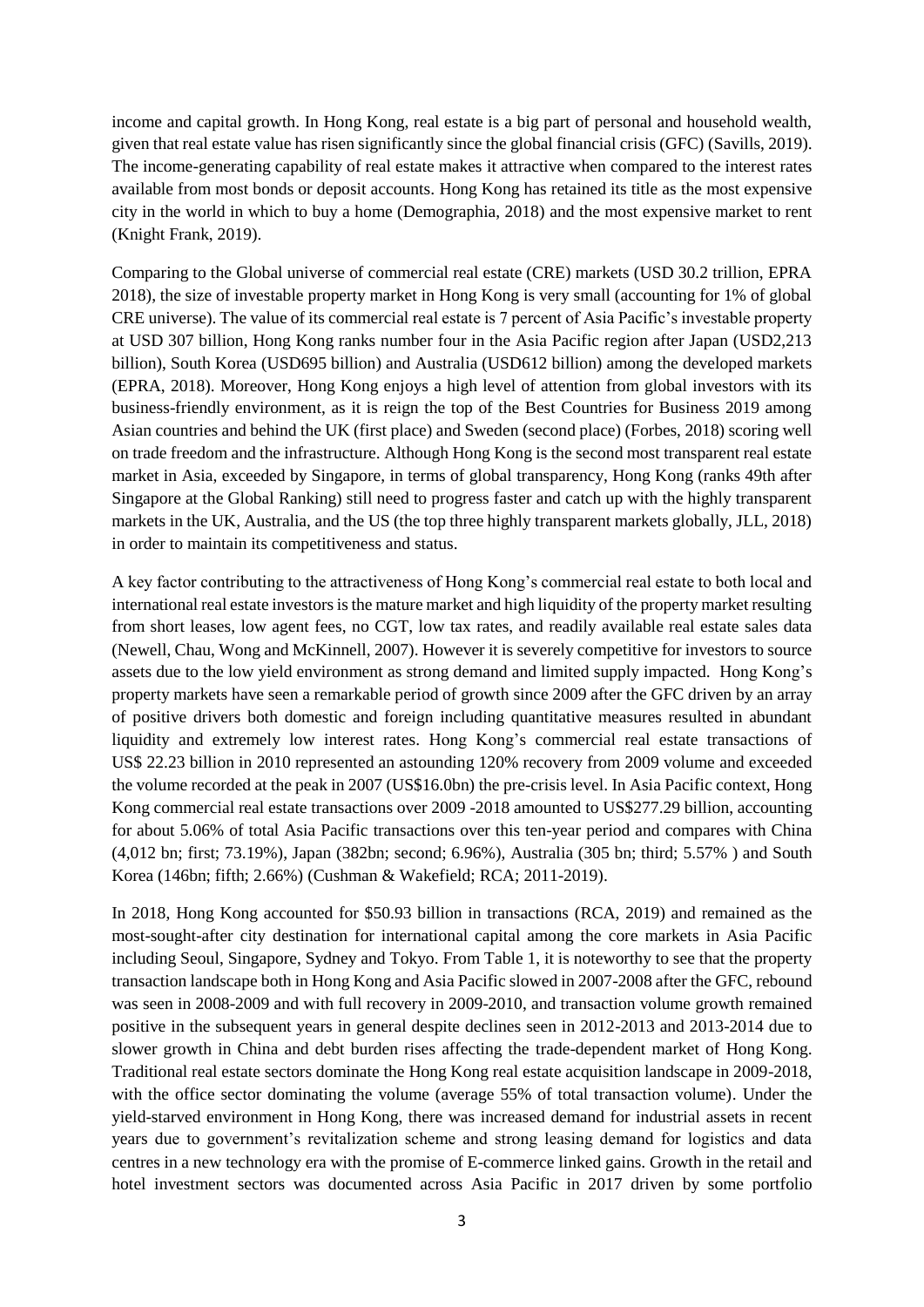income and capital growth. In Hong Kong, real estate is a big part of personal and household wealth, given that real estate value has risen significantly since the global financial crisis (GFC) (Savills, 2019). The income-generating capability of real estate makes it attractive when compared to the interest rates available from most bonds or deposit accounts. Hong Kong has retained its title as the most expensive city in the world in which to buy a home (Demographia, 2018) and the most expensive market to rent (Knight Frank, 2019).

Comparing to the Global universe of commercial real estate (CRE) markets (USD 30.2 trillion, EPRA 2018), the size of investable property market in Hong Kong is very small (accounting for 1% of global CRE universe). The value of its commercial real estate is 7 percent of Asia Pacific's investable property at USD 307 billion, Hong Kong ranks number four in the Asia Pacific region after Japan (USD2,213 billion), South Korea (USD695 billion) and Australia (USD612 billion) among the developed markets (EPRA, 2018). Moreover, Hong Kong enjoys a high level of attention from global investors with its business-friendly environment, as it is reign the top of the Best Countries for Business 2019 among Asian countries and behind the UK (first place) and Sweden (second place) (Forbes, 2018) scoring well on trade freedom and the infrastructure. Although Hong Kong is the second most transparent real estate market in Asia, exceeded by Singapore, in terms of global transparency, Hong Kong (ranks 49th after Singapore at the Global Ranking) still need to progress faster and catch up with the highly transparent markets in the UK, Australia, and the US (the top three highly transparent markets globally, JLL, 2018) in order to maintain its competitiveness and status.

A key factor contributing to the attractiveness of Hong Kong's commercial real estate to both local and international real estate investors is the mature market and high liquidity of the property market resulting from short leases, low agent fees, no CGT, low tax rates, and readily available real estate sales data (Newell, Chau, Wong and McKinnell, 2007). However it is severely competitive for investors to source assets due to the low yield environment as strong demand and limited supply impacted. Hong Kong's property markets have seen a remarkable period of growth since 2009 after the GFC driven by an array of positive drivers both domestic and foreign including quantitative measures resulted in abundant liquidity and extremely low interest rates. Hong Kong's commercial real estate transactions of US$ 22.23 billion in 2010 represented an astounding 120% recovery from 2009 volume and exceeded the volume recorded at the peak in 2007 (US$16.0bn) the pre-crisis level. In Asia Pacific context, Hong Kong commercial real estate transactions over 2009 -2018 amounted to US$277.29 billion, accounting for about 5.06% of total Asia Pacific transactions over this ten-year period and compares with China (4,012 bn; first; 73.19%), Japan (382bn; second; 6.96%), Australia (305 bn; third; 5.57% ) and South Korea (146bn; fifth; 2.66%) (Cushman & Wakefield; RCA; 2011-2019).

In 2018, Hong Kong accounted for $50.93 billion in transactions (RCA, 2019) and remained as the most-sought-after city destination for international capital among the core markets in Asia Pacific including Seoul, Singapore, Sydney and Tokyo. From Table 1, it is noteworthy to see that the property transaction landscape both in Hong Kong and Asia Pacific slowed in 2007-2008 after the GFC, rebound was seen in 2008-2009 and with full recovery in 2009-2010, and transaction volume growth remained positive in the subsequent years in general despite declines seen in 2012-2013 and 2013-2014 due to slower growth in China and debt burden rises affecting the trade-dependent market of Hong Kong. Traditional real estate sectors dominate the Hong Kong real estate acquisition landscape in 2009-2018, with the office sector dominating the volume (average 55% of total transaction volume). Under the yield-starved environment in Hong Kong, there was increased demand for industrial assets in recent years due to government's revitalization scheme and strong leasing demand for logistics and data centres in a new technology era with the promise of E-commerce linked gains. Growth in the retail and hotel investment sectors was documented across Asia Pacific in 2017 driven by some portfolio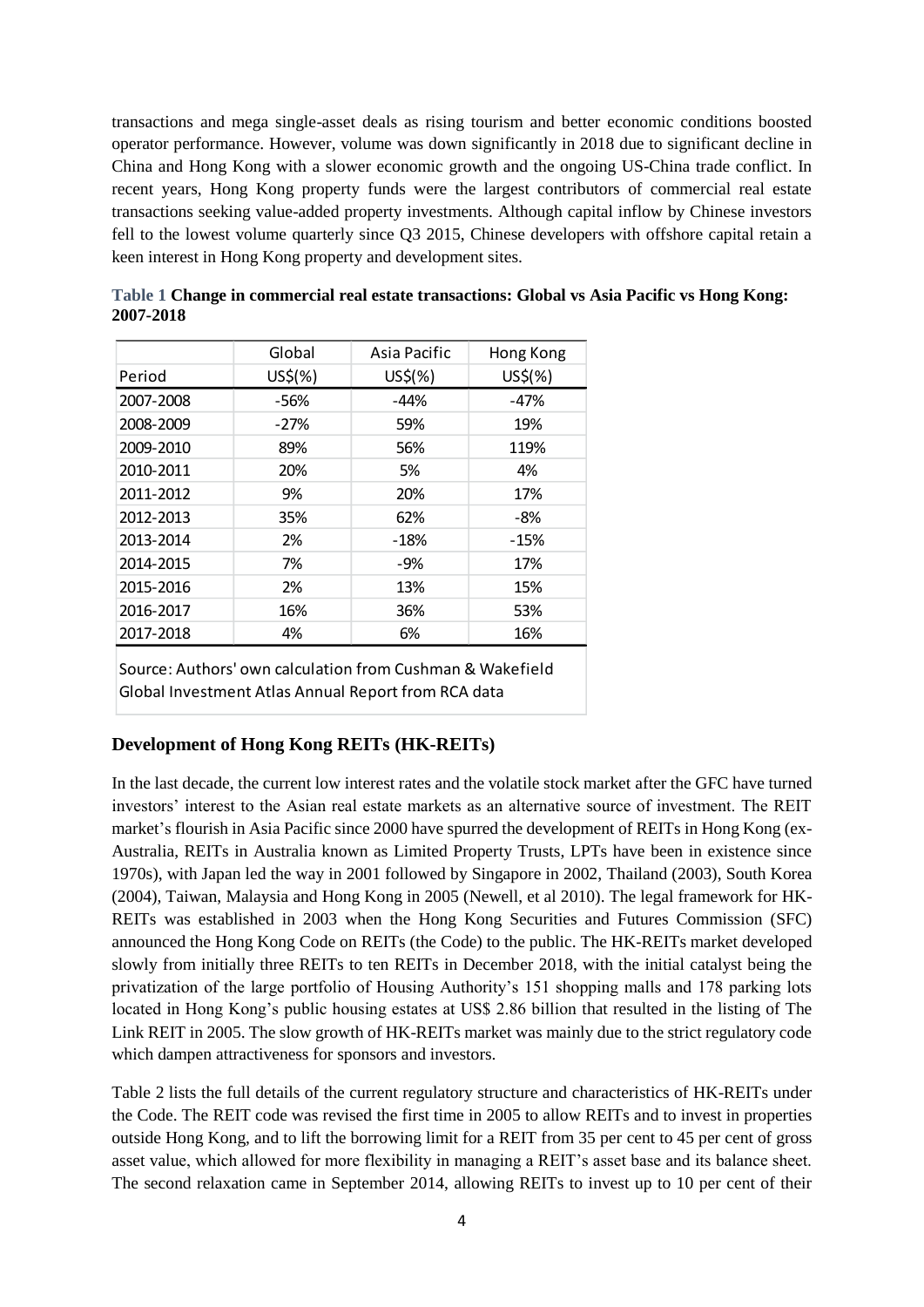transactions and mega single-asset deals as rising tourism and better economic conditions boosted operator performance. However, volume was down significantly in 2018 due to significant decline in China and Hong Kong with a slower economic growth and the ongoing US-China trade conflict. In recent years, Hong Kong property funds were the largest contributors of commercial real estate transactions seeking value-added property investments. Although capital inflow by Chinese investors fell to the lowest volume quarterly since Q3 2015, Chinese developers with offshore capital retain a keen interest in Hong Kong property and development sites.

**Table 1 Change in commercial real estate transactions: Global vs Asia Pacific vs Hong Kong: 2007-2018**

| | Global | Asia Pacific | Hong Kong |
|---|---|---|---|
| Period | US$(%) | US$(%) | US$(%) |
| 2007-2008 | -56% | -44% | -47% |
| 2008-2009 | -27% | 59% | 19% |
| 2009-2010 | 89% | 56% | 119% |
| 2010-2011 | 20% | 5% | 4% |
| 2011-2012 | 9% | 20% | 17% |
| 2012-2013 | 35% | 62% | -8% |
| 2013-2014 | 2% | -18% | -15% |
| 2014-2015 | 7% | -9% | 17% |
| 2015-2016 | 2% | 13% | 15% |
| 2016-2017 | 16% | 36% | 53% |
| 2017-2018 | 4% | 6% | 16% |

Source: Authors' own calculation from Cushman & Wakefield Global Investment Atlas Annual Report from RCA data

## Development of Hong Kong REITs (HK-REITs)

In the last decade, the current low interest rates and the volatile stock market after the GFC have turned investors' interest to the Asian real estate markets as an alternative source of investment. The REIT market's flourish in Asia Pacific since 2000 have spurred the development of REITs in Hong Kong (ex-Australia, REITs in Australia known as Limited Property Trusts, LPTs have been in existence since 1970s), with Japan led the way in 2001 followed by Singapore in 2002, Thailand (2003), South Korea (2004), Taiwan, Malaysia and Hong Kong in 2005 (Newell, et al 2010). The legal framework for HK-REITs was established in 2003 when the Hong Kong Securities and Futures Commission (SFC) announced the Hong Kong Code on REITs (the Code) to the public. The HK-REITs market developed slowly from initially three REITs to ten REITs in December 2018, with the initial catalyst being the privatization of the large portfolio of Housing Authority's 151 shopping malls and 178 parking lots located in Hong Kong's public housing estates at US$ 2.86 billion that resulted in the listing of The Link REIT in 2005. The slow growth of HK-REITs market was mainly due to the strict regulatory code which dampen attractiveness for sponsors and investors.

Table 2 lists the full details of the current regulatory structure and characteristics of HK-REITs under the Code. The REIT code was revised the first time in 2005 to allow REITs and to invest in properties outside Hong Kong, and to lift the borrowing limit for a REIT from 35 per cent to 45 per cent of gross asset value, which allowed for more flexibility in managing a REIT's asset base and its balance sheet. The second relaxation came in September 2014, allowing REITs to invest up to 10 per cent of their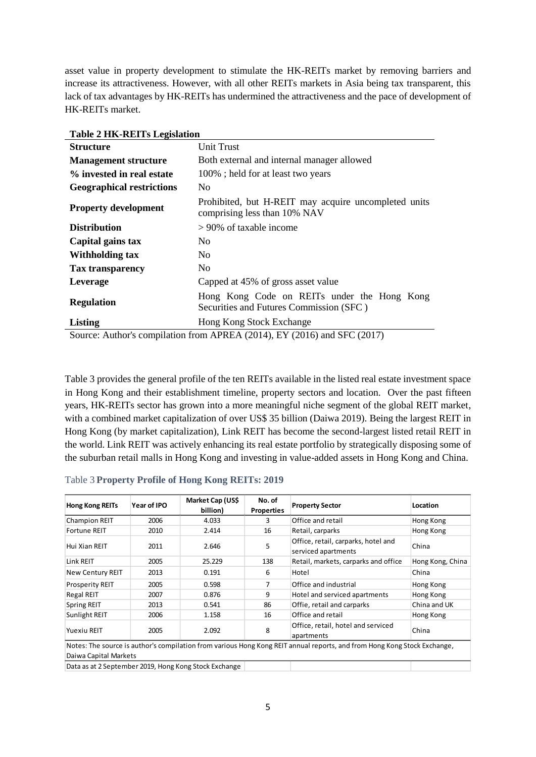asset value in property development to stimulate the HK-REITs market by removing barriers and increase its attractiveness. However, with all other REITs markets in Asia being tax transparent, this lack of tax advantages by HK-REITs has undermined the attractiveness and the pace of development of HK-REITs market.

**Table 2 HK-REITs Legislation**

| | |
|---|---|
| **Structure** | Unit Trust |
| **Management structure** | Both external and internal manager allowed |
| **% invested in real estate** | 100% ; held for at least two years |
| **Geographical restrictions** | No |
| **Property development** | Prohibited, but H-REIT may acquire uncompleted units comprising less than 10% NAV |
| **Distribution** | > 90% of taxable income |
| **Capital gains tax** | No |
| **Withholding tax** | No |
| **Tax transparency** | No |
| **Leverage** | Capped at 45% of gross asset value |
| **Regulation** | Hong Kong Code on REITs under the Hong Kong Securities and Futures Commission (SFC ) |
| **Listing** | Hong Kong Stock Exchange |

Source: Author's compilation from APREA (2014), EY (2016) and SFC (2017)

Table 3 provides the general profile of the ten REITs available in the listed real estate investment space in Hong Kong and their establishment timeline, property sectors and location. Over the past fifteen years, HK-REITs sector has grown into a more meaningful niche segment of the global REIT market, with a combined market capitalization of over US$ 35 billion (Daiwa 2019). Being the largest REIT in Hong Kong (by market capitalization), Link REIT has become the second-largest listed retail REIT in the world. Link REIT was actively enhancing its real estate portfolio by strategically disposing some of the suburban retail malls in Hong Kong and investing in value-added assets in Hong Kong and China.

Table 3 **Property Profile of Hong Kong REITs: 2019**

| Hong Kong REITs | Year of IPO | Market Cap (US$ billion) | No. of Properties | Property Sector | Location |
|---|---|---|---|---|---|
| Champion REIT | 2006 | 4.033 | 3 | Office and retail | Hong Kong |
| Fortune REIT | 2010 | 2.414 | 16 | Retail, carparks | Hong Kong |
| Hui Xian REIT | 2011 | 2.646 | 5 | Office, retail, carparks, hotel and serviced apartments | China |
| Link REIT | 2005 | 25.229 | 138 | Retail, markets, carparks and office | Hong Kong, China |
| New Century REIT | 2013 | 0.191 | 6 | Hotel | China |
| Prosperity REIT | 2005 | 0.598 | 7 | Office and industrial | Hong Kong |
| Regal REIT | 2007 | 0.876 | 9 | Hotel and serviced apartments | Hong Kong |
| Spring REIT | 2013 | 0.541 | 86 | Offie, retail and carparks | China and UK |
| Sunlight REIT | 2006 | 1.158 | 16 | Office and retail | Hong Kong |
| Yuexiu REIT | 2005 | 2.092 | 8 | Office, retail, hotel and serviced apartments | China |

Notes: The source is author's compilation from various Hong Kong REIT annual reports, and from Hong Kong Stock Exchange, Daiwa Capital Markets

Data as at 2 September 2019, Hong Kong Stock Exchange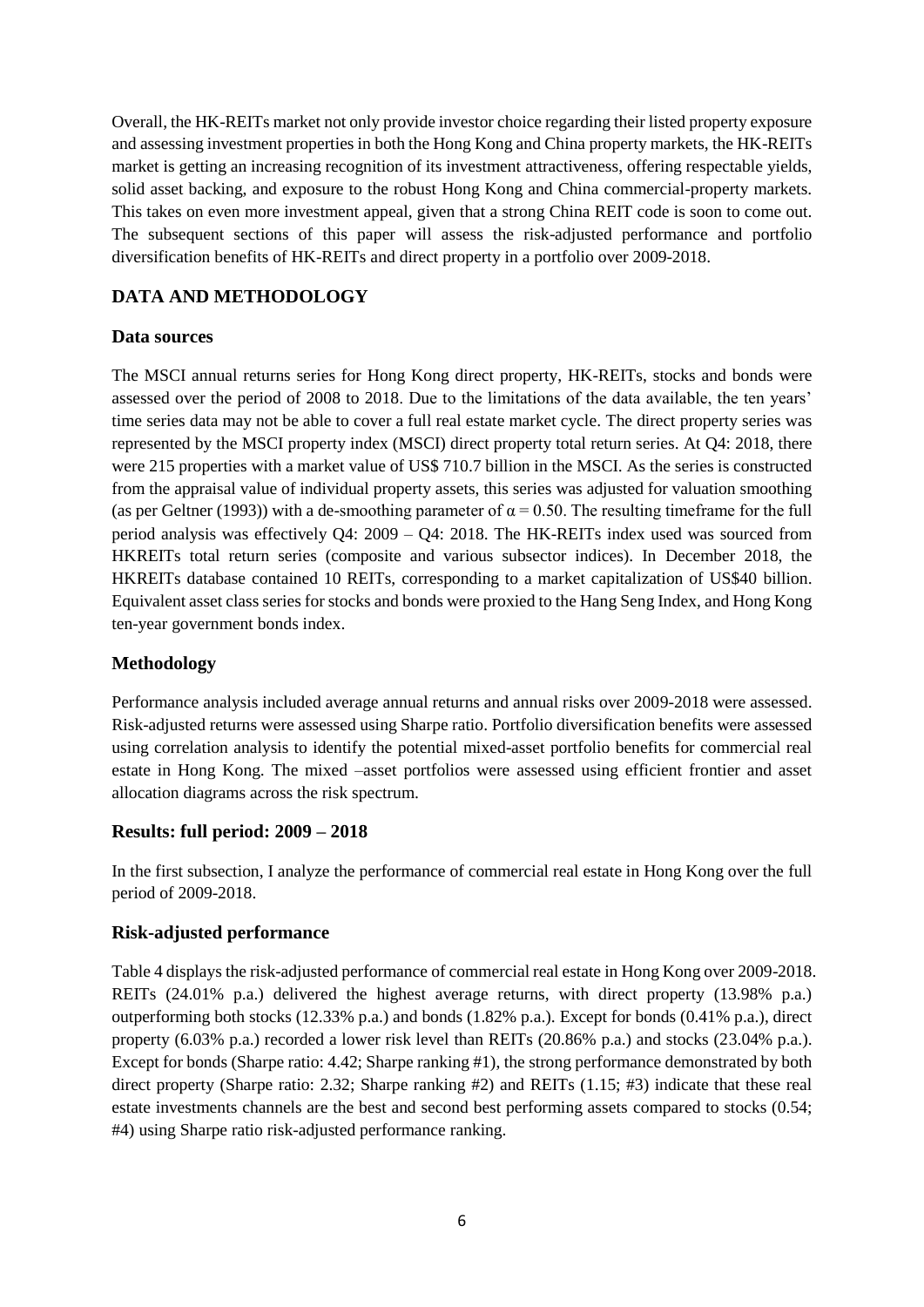Overall, the HK-REITs market not only provide investor choice regarding their listed property exposure and assessing investment properties in both the Hong Kong and China property markets, the HK-REITs market is getting an increasing recognition of its investment attractiveness, offering respectable yields, solid asset backing, and exposure to the robust Hong Kong and China commercial-property markets. This takes on even more investment appeal, given that a strong China REIT code is soon to come out. The subsequent sections of this paper will assess the risk-adjusted performance and portfolio diversification benefits of HK-REITs and direct property in a portfolio over 2009-2018.

## DATA AND METHODOLOGY

### Data sources

The MSCI annual returns series for Hong Kong direct property, HK-REITs, stocks and bonds were assessed over the period of 2008 to 2018. Due to the limitations of the data available, the ten years' time series data may not be able to cover a full real estate market cycle. The direct property series was represented by the MSCI property index (MSCI) direct property total return series. At Q4: 2018, there were 215 properties with a market value of US$ 710.7 billion in the MSCI. As the series is constructed from the appraisal value of individual property assets, this series was adjusted for valuation smoothing (as per Geltner (1993)) with a de-smoothing parameter of $\alpha = 0.50$. The resulting timeframe for the full period analysis was effectively Q4: 2009 – Q4: 2018. The HK-REITs index used was sourced from HKREITs total return series (composite and various subsector indices). In December 2018, the HKREITs database contained 10 REITs, corresponding to a market capitalization of US$40 billion. Equivalent asset class series for stocks and bonds were proxied to the Hang Seng Index, and Hong Kong ten-year government bonds index.

### Methodology

Performance analysis included average annual returns and annual risks over 2009-2018 were assessed. Risk-adjusted returns were assessed using Sharpe ratio. Portfolio diversification benefits were assessed using correlation analysis to identify the potential mixed-asset portfolio benefits for commercial real estate in Hong Kong. The mixed –asset portfolios were assessed using efficient frontier and asset allocation diagrams across the risk spectrum.

### Results: full period: 2009 – 2018

In the first subsection, I analyze the performance of commercial real estate in Hong Kong over the full period of 2009-2018.

### Risk-adjusted performance

Table 4 displays the risk-adjusted performance of commercial real estate in Hong Kong over 2009-2018. REITs (24.01% p.a.) delivered the highest average returns, with direct property (13.98% p.a.) outperforming both stocks (12.33% p.a.) and bonds (1.82% p.a.). Except for bonds (0.41% p.a.), direct property (6.03% p.a.) recorded a lower risk level than REITs (20.86% p.a.) and stocks (23.04% p.a.). Except for bonds (Sharpe ratio: 4.42; Sharpe ranking #1), the strong performance demonstrated by both direct property (Sharpe ratio: 2.32; Sharpe ranking #2) and REITs (1.15; #3) indicate that these real estate investments channels are the best and second best performing assets compared to stocks (0.54; #4) using Sharpe ratio risk-adjusted performance ranking.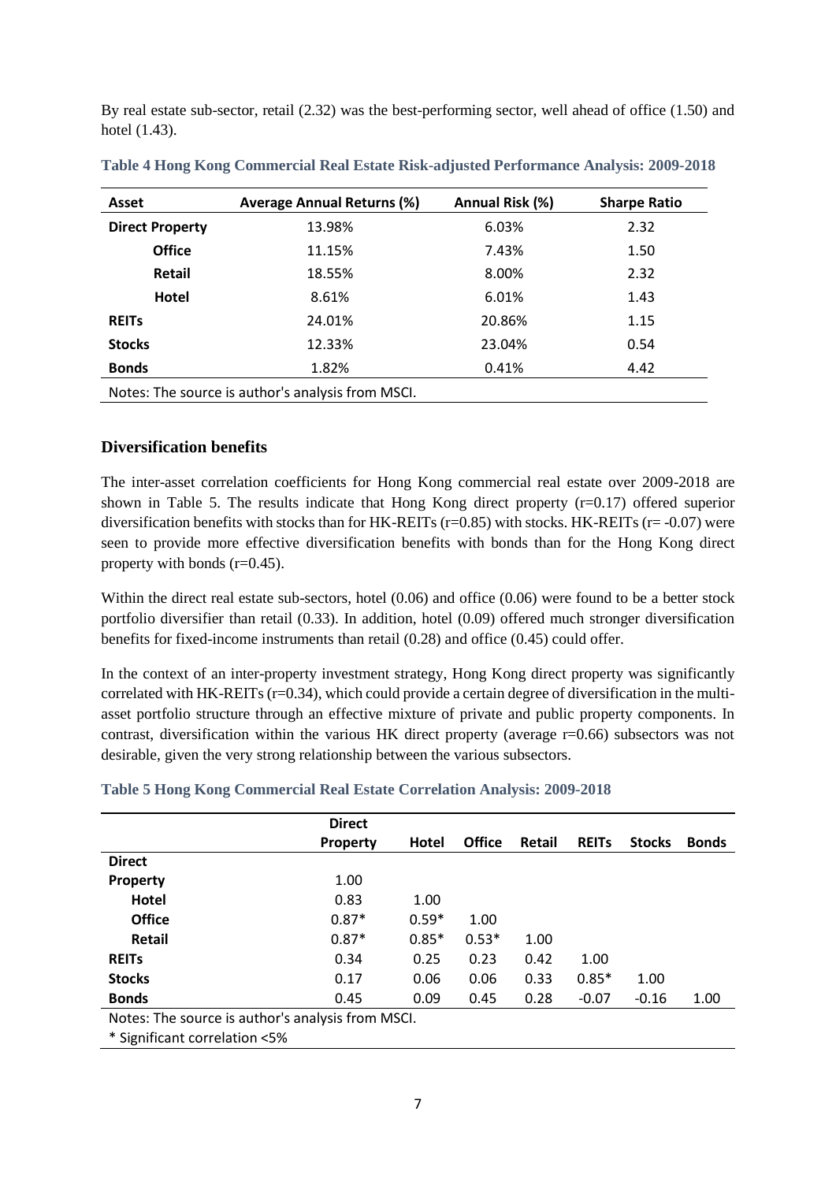By real estate sub-sector, retail (2.32) was the best-performing sector, well ahead of office (1.50) and hotel (1.43).

**Table 4 Hong Kong Commercial Real Estate Risk-adjusted Performance Analysis: 2009-2018**

| Asset | Average Annual Returns (%) | Annual Risk (%) | Sharpe Ratio |
|---|---|---|---|
| **Direct Property** | 13.98% | 6.03% | 2.32 |
| **Office** | 11.15% | 7.43% | 1.50 |
| **Retail** | 18.55% | 8.00% | 2.32 |
| **Hotel** | 8.61% | 6.01% | 1.43 |
| **REITs** | 24.01% | 20.86% | 1.15 |
| **Stocks** | 12.33% | 23.04% | 0.54 |
| **Bonds** | 1.82% | 0.41% | 4.42 |

Notes: The source is author's analysis from MSCI.

## Diversification benefits

The inter-asset correlation coefficients for Hong Kong commercial real estate over 2009-2018 are shown in Table 5. The results indicate that Hong Kong direct property (r=0.17) offered superior diversification benefits with stocks than for HK-REITs (r=0.85) with stocks. HK-REITs (r= -0.07) were seen to provide more effective diversification benefits with bonds than for the Hong Kong direct property with bonds (r=0.45).

Within the direct real estate sub-sectors, hotel (0.06) and office (0.06) were found to be a better stock portfolio diversifier than retail (0.33). In addition, hotel (0.09) offered much stronger diversification benefits for fixed-income instruments than retail (0.28) and office (0.45) could offer.

In the context of an inter-property investment strategy, Hong Kong direct property was significantly correlated with HK-REITs (r=0.34), which could provide a certain degree of diversification in the multi-asset portfolio structure through an effective mixture of private and public property components. In contrast, diversification within the various HK direct property (average r=0.66) subsectors was not desirable, given the very strong relationship between the various subsectors.

**Table 5 Hong Kong Commercial Real Estate Correlation Analysis: 2009-2018**

| | Direct Property | Hotel | Office | Retail | REITs | Stocks | Bonds |
|---|---|---|---|---|---|---|---|
| **Direct Property** | 1.00 | | | | | | |
| **Hotel** | 0.83 | 1.00 | | | | | |
| **Office** | 0.87* | 0.59* | 1.00 | | | | |
| **Retail** | 0.87* | 0.85* | 0.53* | 1.00 | | | |
| **REITs** | 0.34 | 0.25 | 0.23 | 0.42 | 1.00 | | |
| **Stocks** | 0.17 | 0.06 | 0.06 | 0.33 | 0.85* | 1.00 | |
| **Bonds** | 0.45 | 0.09 | 0.45 | 0.28 | -0.07 | -0.16 | 1.00 |

Notes: The source is author's analysis from MSCI.

* Significant correlation <5%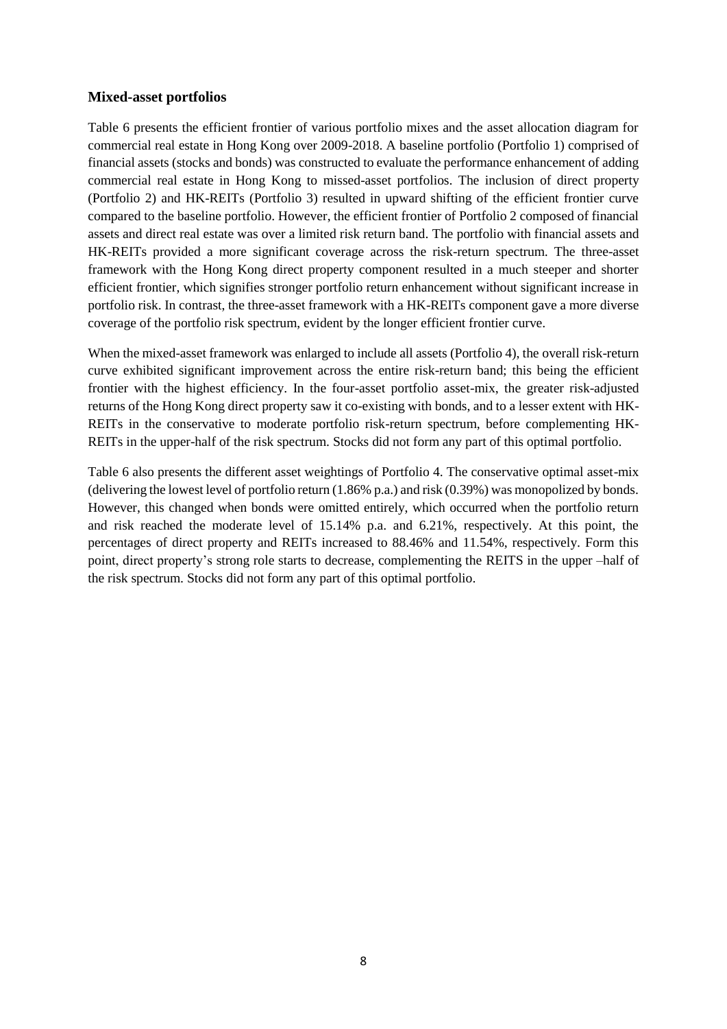### Mixed-asset portfolios

Table 6 presents the efficient frontier of various portfolio mixes and the asset allocation diagram for commercial real estate in Hong Kong over 2009-2018. A baseline portfolio (Portfolio 1) comprised of financial assets (stocks and bonds) was constructed to evaluate the performance enhancement of adding commercial real estate in Hong Kong to missed-asset portfolios. The inclusion of direct property (Portfolio 2) and HK-REITs (Portfolio 3) resulted in upward shifting of the efficient frontier curve compared to the baseline portfolio. However, the efficient frontier of Portfolio 2 composed of financial assets and direct real estate was over a limited risk return band. The portfolio with financial assets and HK-REITs provided a more significant coverage across the risk-return spectrum. The three-asset framework with the Hong Kong direct property component resulted in a much steeper and shorter efficient frontier, which signifies stronger portfolio return enhancement without significant increase in portfolio risk. In contrast, the three-asset framework with a HK-REITs component gave a more diverse coverage of the portfolio risk spectrum, evident by the longer efficient frontier curve.

When the mixed-asset framework was enlarged to include all assets (Portfolio 4), the overall risk-return curve exhibited significant improvement across the entire risk-return band; this being the efficient frontier with the highest efficiency. In the four-asset portfolio asset-mix, the greater risk-adjusted returns of the Hong Kong direct property saw it co-existing with bonds, and to a lesser extent with HK-REITs in the conservative to moderate portfolio risk-return spectrum, before complementing HK-REITs in the upper-half of the risk spectrum. Stocks did not form any part of this optimal portfolio.

Table 6 also presents the different asset weightings of Portfolio 4. The conservative optimal asset-mix (delivering the lowest level of portfolio return (1.86% p.a.) and risk (0.39%) was monopolized by bonds. However, this changed when bonds were omitted entirely, which occurred when the portfolio return and risk reached the moderate level of 15.14% p.a. and 6.21%, respectively. At this point, the percentages of direct property and REITs increased to 88.46% and 11.54%, respectively. Form this point, direct property's strong role starts to decrease, complementing the REITS in the upper –half of the risk spectrum. Stocks did not form any part of this optimal portfolio.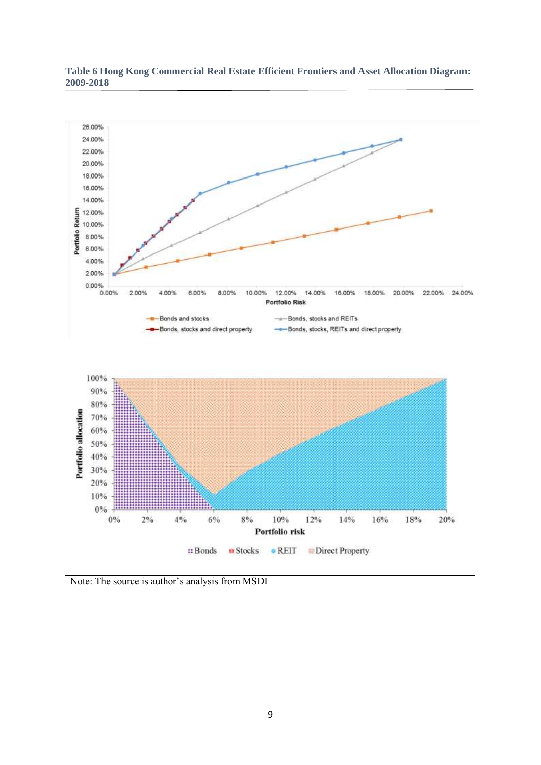**Table 6 Hong Kong Commercial Real Estate Efficient Frontiers and Asset Allocation Diagram: 2009-2018**

Note: The source is author's analysis from MSDI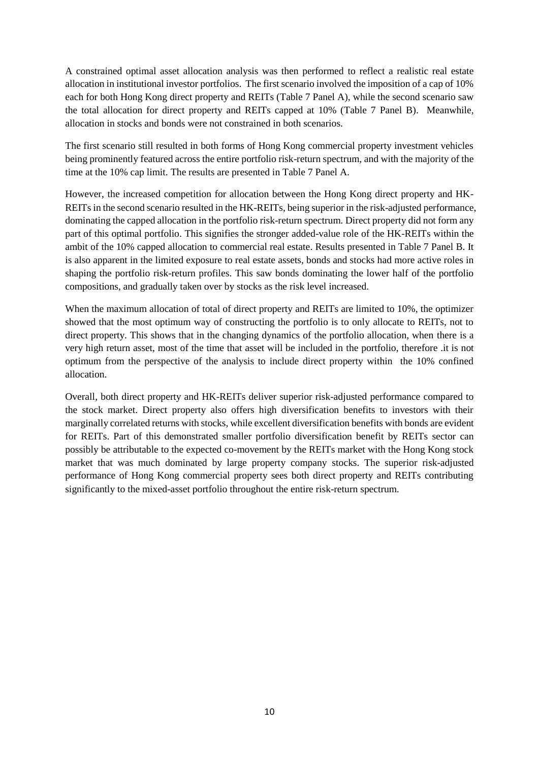A constrained optimal asset allocation analysis was then performed to reflect a realistic real estate allocation in institutional investor portfolios. The first scenario involved the imposition of a cap of 10% each for both Hong Kong direct property and REITs (Table 7 Panel A), while the second scenario saw the total allocation for direct property and REITs capped at 10% (Table 7 Panel B). Meanwhile, allocation in stocks and bonds were not constrained in both scenarios.

The first scenario still resulted in both forms of Hong Kong commercial property investment vehicles being prominently featured across the entire portfolio risk-return spectrum, and with the majority of the time at the 10% cap limit. The results are presented in Table 7 Panel A.

However, the increased competition for allocation between the Hong Kong direct property and HK-REITs in the second scenario resulted in the HK-REITs, being superior in the risk-adjusted performance, dominating the capped allocation in the portfolio risk-return spectrum. Direct property did not form any part of this optimal portfolio. This signifies the stronger added-value role of the HK-REITs within the ambit of the 10% capped allocation to commercial real estate. Results presented in Table 7 Panel B. It is also apparent in the limited exposure to real estate assets, bonds and stocks had more active roles in shaping the portfolio risk-return profiles. This saw bonds dominating the lower half of the portfolio compositions, and gradually taken over by stocks as the risk level increased.

When the maximum allocation of total of direct property and REITs are limited to 10%, the optimizer showed that the most optimum way of constructing the portfolio is to only allocate to REITs, not to direct property. This shows that in the changing dynamics of the portfolio allocation, when there is a very high return asset, most of the time that asset will be included in the portfolio, therefore .it is not optimum from the perspective of the analysis to include direct property within the 10% confined allocation.

Overall, both direct property and HK-REITs deliver superior risk-adjusted performance compared to the stock market. Direct property also offers high diversification benefits to investors with their marginally correlated returns with stocks, while excellent diversification benefits with bonds are evident for REITs. Part of this demonstrated smaller portfolio diversification benefit by REITs sector can possibly be attributable to the expected co-movement by the REITs market with the Hong Kong stock market that was much dominated by large property company stocks. The superior risk-adjusted performance of Hong Kong commercial property sees both direct property and REITs contributing significantly to the mixed-asset portfolio throughout the entire risk-return spectrum.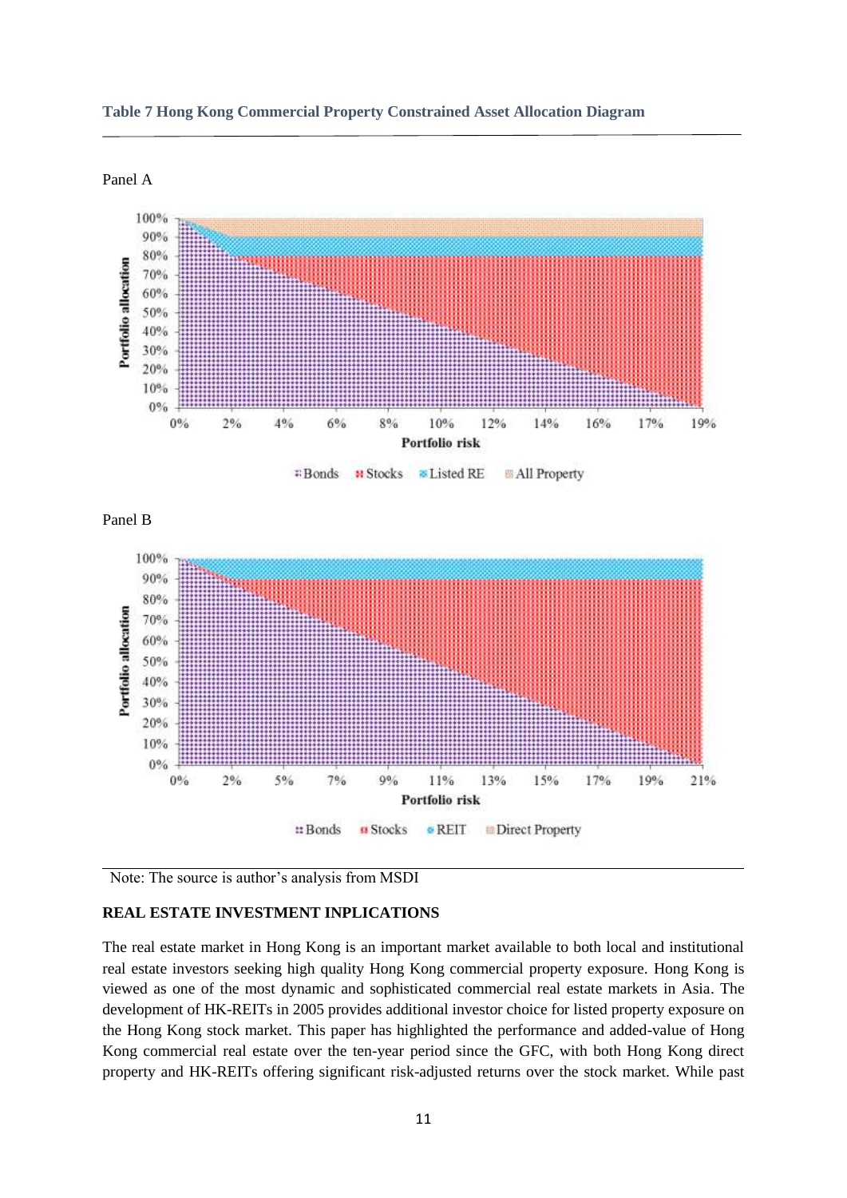**Table 7 Hong Kong Commercial Property Constrained Asset Allocation Diagram**

Panel A

Panel B

Note: The source is author's analysis from MSDI

**REAL ESTATE INVESTMENT INPLICATIONS**

The real estate market in Hong Kong is an important market available to both local and institutional real estate investors seeking high quality Hong Kong commercial property exposure. Hong Kong is viewed as one of the most dynamic and sophisticated commercial real estate markets in Asia. The development of HK-REITs in 2005 provides additional investor choice for listed property exposure on the Hong Kong stock market. This paper has highlighted the performance and added-value of Hong Kong commercial real estate over the ten-year period since the GFC, with both Hong Kong direct property and HK-REITs offering significant risk-adjusted returns over the stock market. While past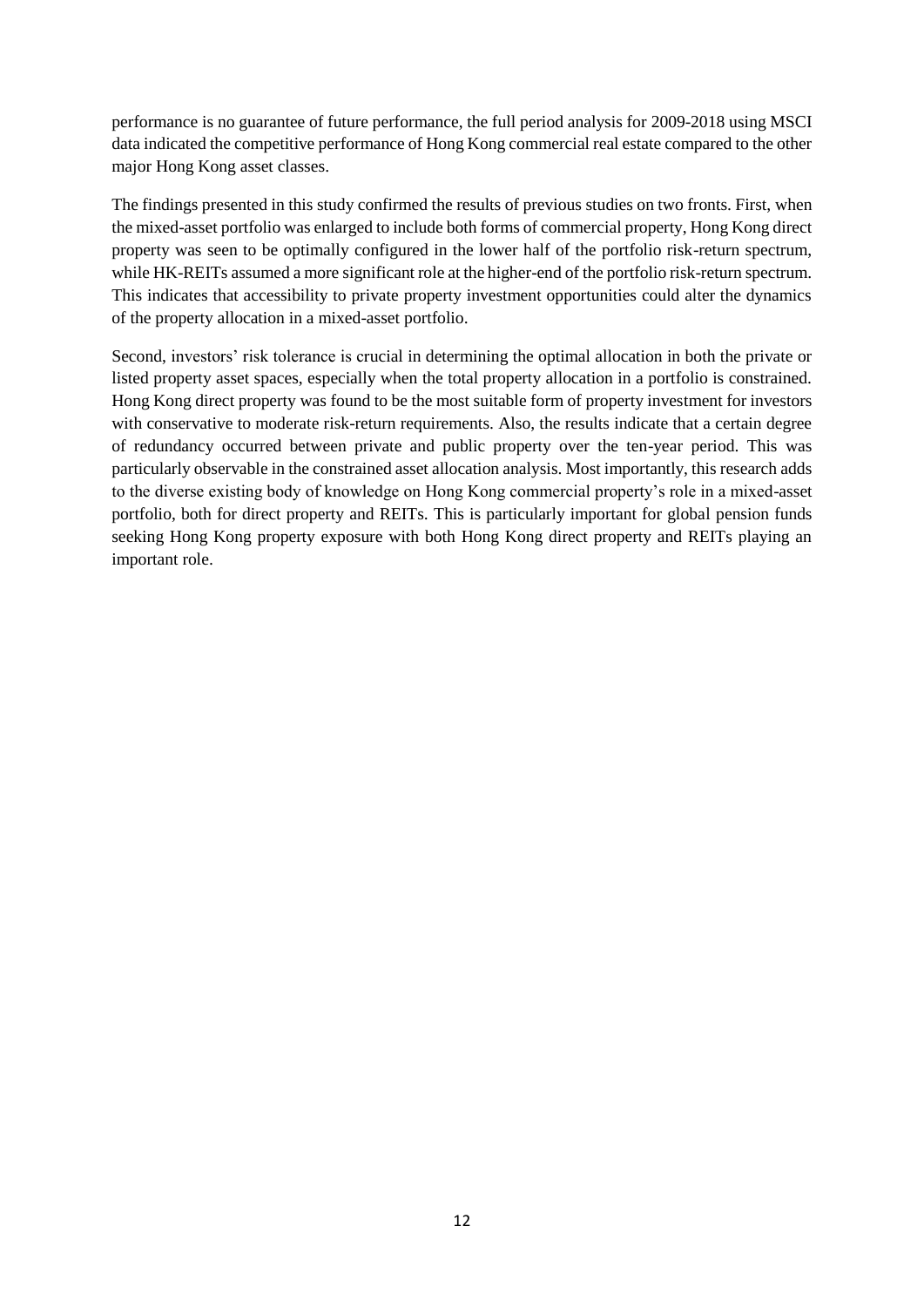performance is no guarantee of future performance, the full period analysis for 2009-2018 using MSCI data indicated the competitive performance of Hong Kong commercial real estate compared to the other major Hong Kong asset classes.

The findings presented in this study confirmed the results of previous studies on two fronts. First, when the mixed-asset portfolio was enlarged to include both forms of commercial property, Hong Kong direct property was seen to be optimally configured in the lower half of the portfolio risk-return spectrum, while HK-REITs assumed a more significant role at the higher-end of the portfolio risk-return spectrum. This indicates that accessibility to private property investment opportunities could alter the dynamics of the property allocation in a mixed-asset portfolio.

Second, investors' risk tolerance is crucial in determining the optimal allocation in both the private or listed property asset spaces, especially when the total property allocation in a portfolio is constrained. Hong Kong direct property was found to be the most suitable form of property investment for investors with conservative to moderate risk-return requirements. Also, the results indicate that a certain degree of redundancy occurred between private and public property over the ten-year period. This was particularly observable in the constrained asset allocation analysis. Most importantly, this research adds to the diverse existing body of knowledge on Hong Kong commercial property's role in a mixed-asset portfolio, both for direct property and REITs. This is particularly important for global pension funds seeking Hong Kong property exposure with both Hong Kong direct property and REITs playing an important role.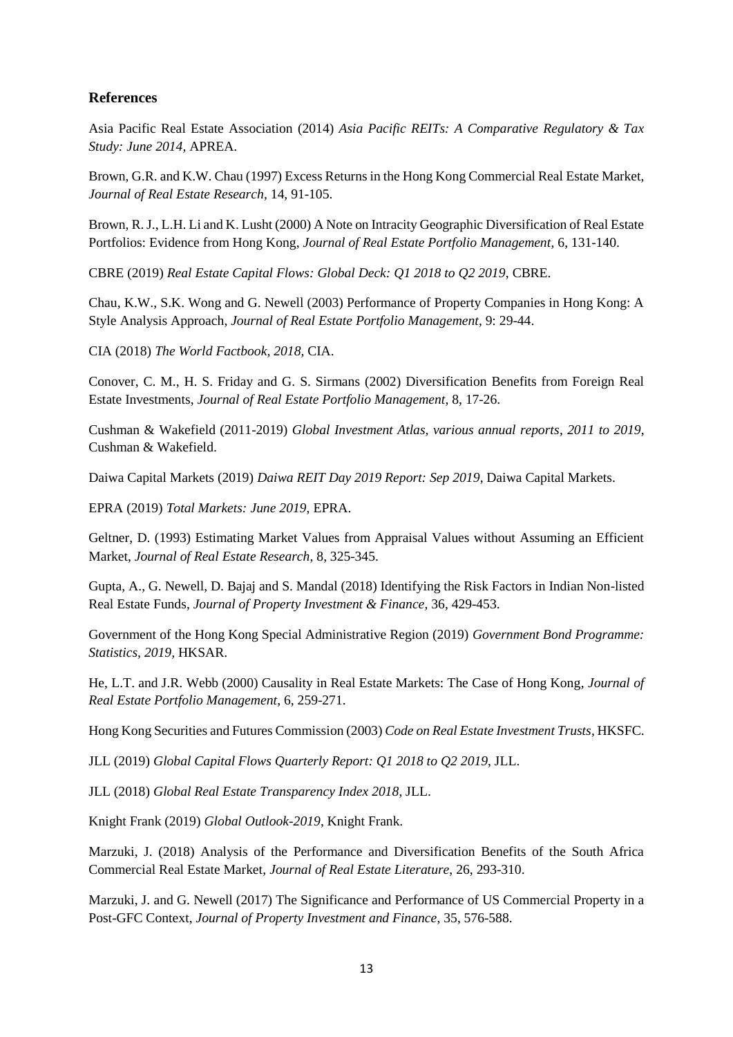## References

Asia Pacific Real Estate Association (2014) *Asia Pacific REITs: A Comparative Regulatory & Tax Study: June 2014*, APREA.

Brown, G.R. and K.W. Chau (1997) Excess Returns in the Hong Kong Commercial Real Estate Market, *Journal of Real Estate Research*, 14, 91-105.

Brown, R. J., L.H. Li and K. Lusht (2000) A Note on Intracity Geographic Diversification of Real Estate Portfolios: Evidence from Hong Kong, *Journal of Real Estate Portfolio Management*, 6, 131-140.

CBRE (2019) *Real Estate Capital Flows: Global Deck: Q1 2018 to Q2 2019*, CBRE.

Chau, K.W., S.K. Wong and G. Newell (2003) Performance of Property Companies in Hong Kong: A Style Analysis Approach, *Journal of Real Estate Portfolio Management*, 9: 29-44.

CIA (2018) *The World Factbook, 2018*, CIA.

Conover, C. M., H. S. Friday and G. S. Sirmans (2002) Diversification Benefits from Foreign Real Estate Investments, *Journal of Real Estate Portfolio Management*, 8, 17-26.

Cushman & Wakefield (2011-2019) *Global Investment Atlas, various annual reports, 2011 to 2019*, Cushman & Wakefield.

Daiwa Capital Markets (2019) *Daiwa REIT Day 2019 Report: Sep 2019*, Daiwa Capital Markets.

EPRA (2019) *Total Markets: June 2019*, EPRA.

Geltner, D. (1993) Estimating Market Values from Appraisal Values without Assuming an Efficient Market, *Journal of Real Estate Research*, 8, 325-345.

Gupta, A., G. Newell, D. Bajaj and S. Mandal (2018) Identifying the Risk Factors in Indian Non-listed Real Estate Funds, *Journal of Property Investment & Finance*, 36, 429-453.

Government of the Hong Kong Special Administrative Region (2019) *Government Bond Programme: Statistics, 2019*, HKSAR.

He, L.T. and J.R. Webb (2000) Causality in Real Estate Markets: The Case of Hong Kong, *Journal of Real Estate Portfolio Management*, 6, 259-271.

Hong Kong Securities and Futures Commission (2003) *Code on Real Estate Investment Trusts*, HKSFC.

JLL (2019) *Global Capital Flows Quarterly Report: Q1 2018 to Q2 2019*, JLL.

JLL (2018) *Global Real Estate Transparency Index 2018*, JLL.

Knight Frank (2019) *Global Outlook-2019*, Knight Frank.

Marzuki, J. (2018) Analysis of the Performance and Diversification Benefits of the South Africa Commercial Real Estate Market, *Journal of Real Estate Literature*, 26, 293-310.

Marzuki, J. and G. Newell (2017) The Significance and Performance of US Commercial Property in a Post-GFC Context, *Journal of Property Investment and Finance*, 35, 576-588.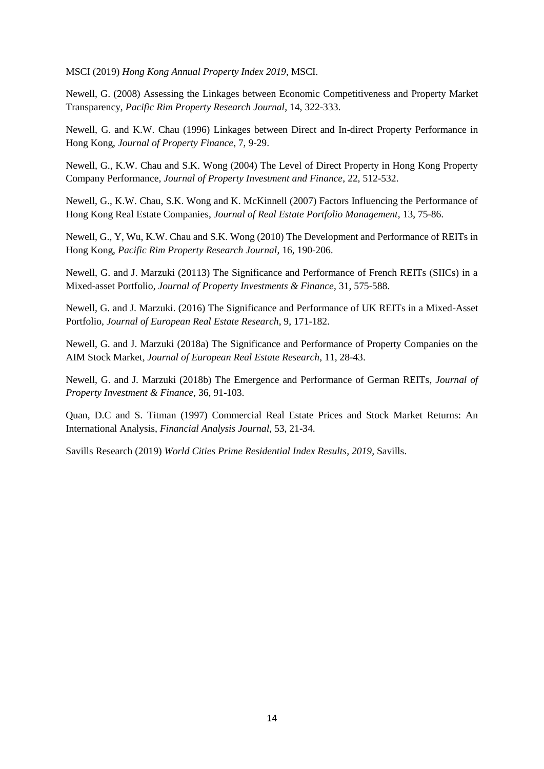MSCI (2019) *Hong Kong Annual Property Index 2019*, MSCI.

Newell, G. (2008) Assessing the Linkages between Economic Competitiveness and Property Market Transparency, *Pacific Rim Property Research Journal*, 14, 322-333.

Newell, G. and K.W. Chau (1996) Linkages between Direct and In-direct Property Performance in Hong Kong, *Journal of Property Finance*, 7, 9-29.

Newell, G., K.W. Chau and S.K. Wong (2004) The Level of Direct Property in Hong Kong Property Company Performance, *Journal of Property Investment and Finance*, 22, 512-532.

Newell, G., K.W. Chau, S.K. Wong and K. McKinnell (2007) Factors Influencing the Performance of Hong Kong Real Estate Companies, *Journal of Real Estate Portfolio Management*, 13, 75-86.

Newell, G., Y, Wu, K.W. Chau and S.K. Wong (2010) The Development and Performance of REITs in Hong Kong, *Pacific Rim Property Research Journal*, 16, 190-206.

Newell, G. and J. Marzuki (20113) The Significance and Performance of French REITs (SIICs) in a Mixed-asset Portfolio, *Journal of Property Investments & Finance*, 31, 575-588.

Newell, G. and J. Marzuki. (2016) The Significance and Performance of UK REITs in a Mixed-Asset Portfolio, *Journal of European Real Estate Research*, 9, 171-182.

Newell, G. and J. Marzuki (2018a) The Significance and Performance of Property Companies on the AIM Stock Market, *Journal of European Real Estate Research*, 11, 28-43.

Newell, G. and J. Marzuki (2018b) The Emergence and Performance of German REITs, *Journal of Property Investment & Finance*, 36, 91-103.

Quan, D.C and S. Titman (1997) Commercial Real Estate Prices and Stock Market Returns: An International Analysis, *Financial Analysis Journal*, 53, 21-34.

Savills Research (2019) *World Cities Prime Residential Index Results, 2019*, Savills.